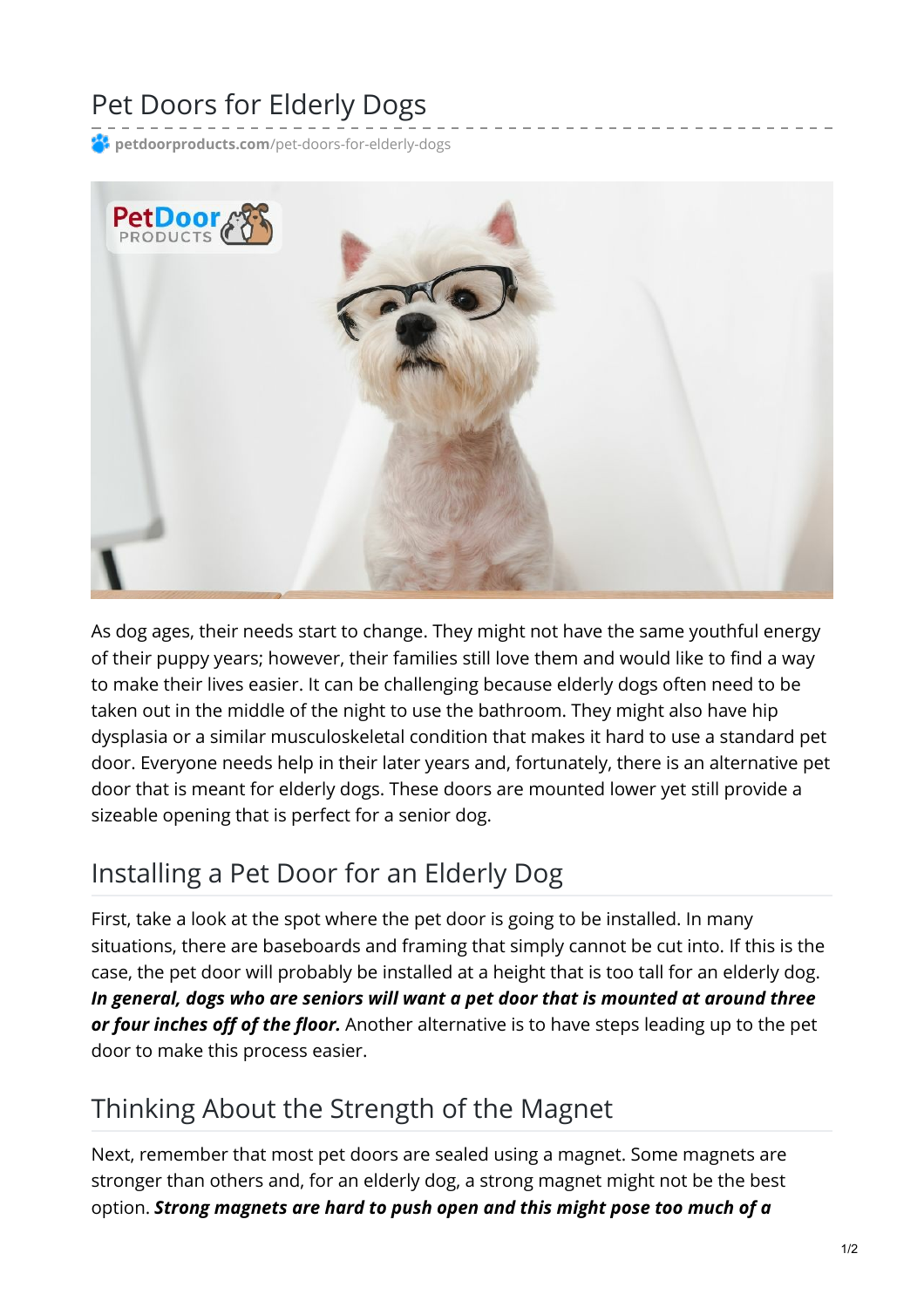# Pet Doors for Elderly Dogs

petdoorproducts.com/pet-doors-for-elderly-dogs

As dog ages, their needs start to change. They might not have the same youthful energy of their puppy years; however, their families still love them and would like to find a way to make their lives easier. It can be challenging because elderly dogs often need to be taken out in the middle of the night to use the bathroom. They might also have hip dysplasia or a similar musculoskeletal condition that makes it hard to use a standard pet door. Everyone needs help in their later years and, fortunately, there is an alternative pet door that is meant for elderly dogs. These doors are mounted lower yet still provide a sizeable opening that is perfect for a senior dog.

## Installing a Pet Door for an Elderly Dog

First, take a look at the spot where the pet door is going to be installed. In many situations, there are baseboards and framing that simply cannot be cut into. If this is the case, the pet door will probably be installed at a height that is too tall for an elderly dog. ***In general, dogs who are seniors will want a pet door that is mounted at around three or four inches off of the floor.*** Another alternative is to have steps leading up to the pet door to make this process easier.

## Thinking About the Strength of the Magnet

Next, remember that most pet doors are sealed using a magnet. Some magnets are stronger than others and, for an elderly dog, a strong magnet might not be the best option. ***Strong magnets are hard to push open and this might pose too much of a***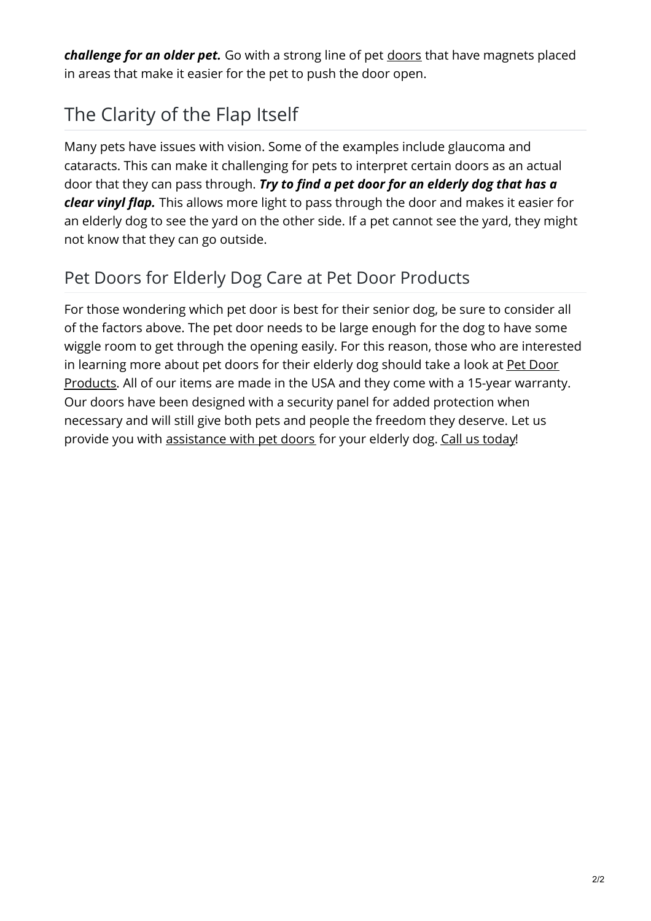***challenge for an older pet.*** Go with a strong line of pet doors that have magnets placed in areas that make it easier for the pet to push the door open.

## The Clarity of the Flap Itself

Many pets have issues with vision. Some of the examples include glaucoma and cataracts. This can make it challenging for pets to interpret certain doors as an actual door that they can pass through. ***Try to find a pet door for an elderly dog that has a clear vinyl flap.*** This allows more light to pass through the door and makes it easier for an elderly dog to see the yard on the other side. If a pet cannot see the yard, they might not know that they can go outside.

## Pet Doors for Elderly Dog Care at Pet Door Products

For those wondering which pet door is best for their senior dog, be sure to consider all of the factors above. The pet door needs to be large enough for the dog to have some wiggle room to get through the opening easily. For this reason, those who are interested in learning more about pet doors for their elderly dog should take a look at Pet Door Products. All of our items are made in the USA and they come with a 15-year warranty. Our doors have been designed with a security panel for added protection when necessary and will still give both pets and people the freedom they deserve. Let us provide you with assistance with pet doors for your elderly dog. Call us today!